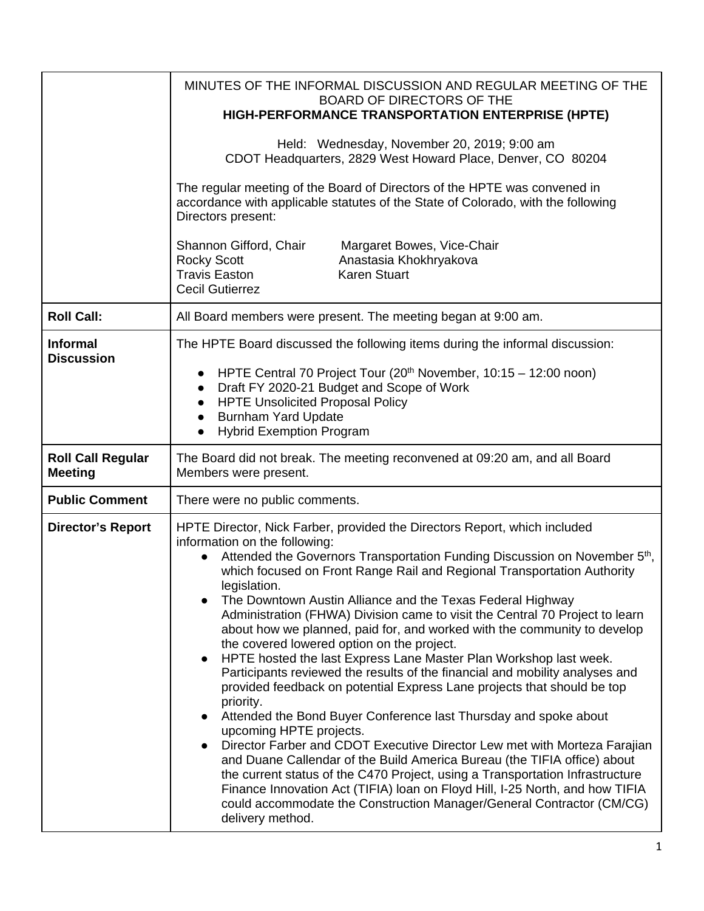| | MINUTES OF THE INFORMAL DISCUSSION AND REGULAR MEETING OF THE BOARD OF DIRECTORS OF THE **HIGH-PERFORMANCE TRANSPORTATION ENTERPRISE (HPTE)**<br><br>Held: Wednesday, November 20, 2019; 9:00 am<br>CDOT Headquarters, 2829 West Howard Place, Denver, CO 80204<br><br>The regular meeting of the Board of Directors of the HPTE was convened in accordance with applicable statutes of the State of Colorado, with the following Directors present:<br><br>Shannon Gifford, Chair — Margaret Bowes, Vice-Chair<br>Rocky Scott — Anastasia Khokhryakova<br>Travis Easton — Karen Stuart<br>Cecil Gutierrez |
|---|---|
| **Roll Call:** | All Board members were present. The meeting began at 9:00 am. |
| **Informal Discussion** | The HPTE Board discussed the following items during the informal discussion:<br><br>• HPTE Central 70 Project Tour (20th November, 10:15 – 12:00 noon)<br>• Draft FY 2020-21 Budget and Scope of Work<br>• HPTE Unsolicited Proposal Policy<br>• Burnham Yard Update<br>• Hybrid Exemption Program |
| **Roll Call Regular Meeting** | The Board did not break. The meeting reconvened at 09:20 am, and all Board Members were present. |
| **Public Comment** | There were no public comments. |
| **Director's Report** | HPTE Director, Nick Farber, provided the Directors Report, which included information on the following:<br>• Attended the Governors Transportation Funding Discussion on November 5th, which focused on Front Range Rail and Regional Transportation Authority legislation.<br>• The Downtown Austin Alliance and the Texas Federal Highway Administration (FHWA) Division came to visit the Central 70 Project to learn about how we planned, paid for, and worked with the community to develop the covered lowered option on the project.<br>• HPTE hosted the last Express Lane Master Plan Workshop last week. Participants reviewed the results of the financial and mobility analyses and provided feedback on potential Express Lane projects that should be top priority.<br>• Attended the Bond Buyer Conference last Thursday and spoke about upcoming HPTE projects.<br>• Director Farber and CDOT Executive Director Lew met with Morteza Farajian and Duane Callendar of the Build America Bureau (the TIFIA office) about the current status of the C470 Project, using a Transportation Infrastructure Finance Innovation Act (TIFIA) loan on Floyd Hill, I-25 North, and how TIFIA could accommodate the Construction Manager/General Contractor (CM/CG) delivery method. |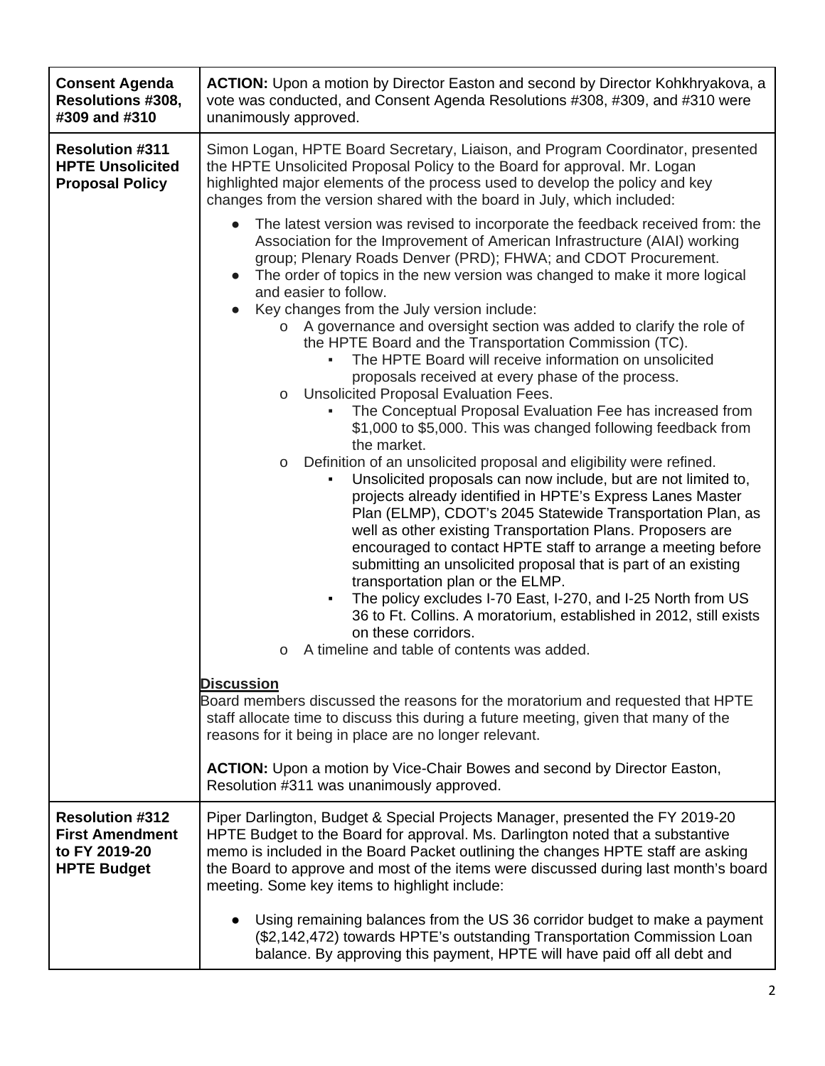| | |
|---|---|
| **Consent Agenda Resolutions #308, #309 and #310** | **ACTION:** Upon a motion by Director Easton and second by Director Kohkhryakova, a vote was conducted, and Consent Agenda Resolutions #308, #309, and #310 were unanimously approved. |
| **Resolution #311 HPTE Unsolicited Proposal Policy** | Simon Logan, HPTE Board Secretary, Liaison, and Program Coordinator, presented the HPTE Unsolicited Proposal Policy to the Board for approval. Mr. Logan highlighted major elements of the process used to develop the policy and key changes from the version shared with the board in July, which included:<br><br>● The latest version was revised to incorporate the feedback received from: the Association for the Improvement of American Infrastructure (AIAI) working group; Plenary Roads Denver (PRD); FHWA; and CDOT Procurement.<br>● The order of topics in the new version was changed to make it more logical and easier to follow.<br>● Key changes from the July version include:<br>&nbsp;&nbsp;&nbsp;&nbsp;o A governance and oversight section was added to clarify the role of the HPTE Board and the Transportation Commission (TC).<br>&nbsp;&nbsp;&nbsp;&nbsp;&nbsp;&nbsp;&nbsp;&nbsp;▪ The HPTE Board will receive information on unsolicited proposals received at every phase of the process.<br>&nbsp;&nbsp;&nbsp;&nbsp;o Unsolicited Proposal Evaluation Fees.<br>&nbsp;&nbsp;&nbsp;&nbsp;&nbsp;&nbsp;&nbsp;&nbsp;▪ The Conceptual Proposal Evaluation Fee has increased from $1,000 to $5,000. This was changed following feedback from the market.<br>&nbsp;&nbsp;&nbsp;&nbsp;o Definition of an unsolicited proposal and eligibility were refined.<br>&nbsp;&nbsp;&nbsp;&nbsp;&nbsp;&nbsp;&nbsp;&nbsp;▪ Unsolicited proposals can now include, but are not limited to, projects already identified in HPTE's Express Lanes Master Plan (ELMP), CDOT's 2045 Statewide Transportation Plan, as well as other existing Transportation Plans. Proposers are encouraged to contact HPTE staff to arrange a meeting before submitting an unsolicited proposal that is part of an existing transportation plan or the ELMP.<br>&nbsp;&nbsp;&nbsp;&nbsp;&nbsp;&nbsp;&nbsp;&nbsp;▪ The policy excludes I-70 East, I-270, and I-25 North from US 36 to Ft. Collins. A moratorium, established in 2012, still exists on these corridors.<br>&nbsp;&nbsp;&nbsp;&nbsp;o A timeline and table of contents was added.<br><br>**Discussion**<br>Board members discussed the reasons for the moratorium and requested that HPTE staff allocate time to discuss this during a future meeting, given that many of the reasons for it being in place are no longer relevant.<br><br>**ACTION:** Upon a motion by Vice-Chair Bowes and second by Director Easton, Resolution #311 was unanimously approved. |
| **Resolution #312 First Amendment to FY 2019-20 HPTE Budget** | Piper Darlington, Budget & Special Projects Manager, presented the FY 2019-20 HPTE Budget to the Board for approval. Ms. Darlington noted that a substantive memo is included in the Board Packet outlining the changes HPTE staff are asking the Board to approve and most of the items were discussed during last month's board meeting. Some key items to highlight include:<br><br>● Using remaining balances from the US 36 corridor budget to make a payment ($2,142,472) towards HPTE's outstanding Transportation Commission Loan balance. By approving this payment, HPTE will have paid off all debt and |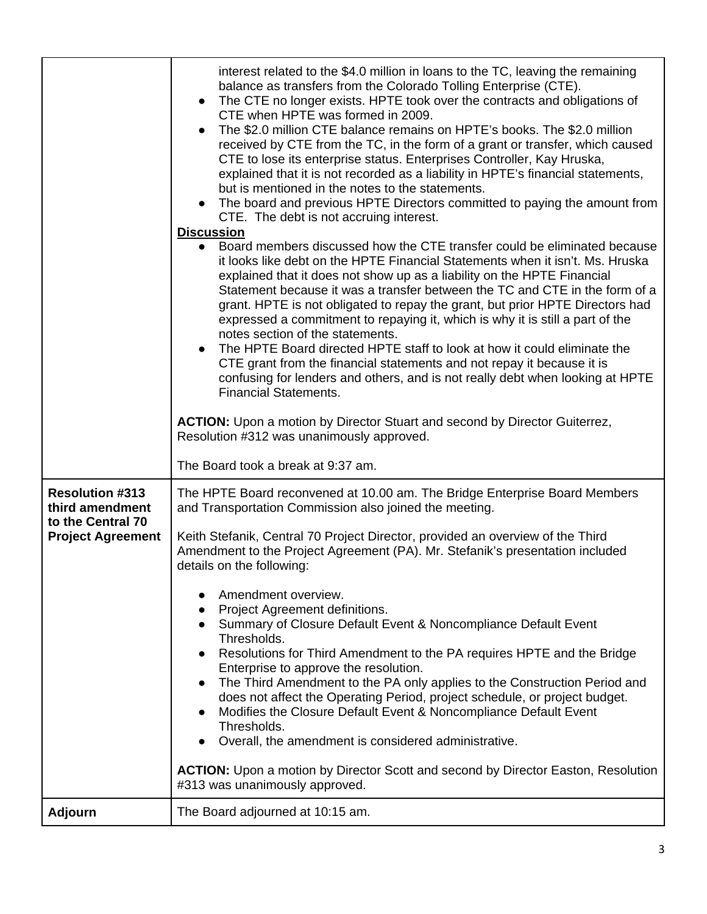| | |
|---|---|
| | interest related to the $4.0 million in loans to the TC, leaving the remaining balance as transfers from the Colorado Tolling Enterprise (CTE).<br>● The CTE no longer exists. HPTE took over the contracts and obligations of CTE when HPTE was formed in 2009.<br>● The $2.0 million CTE balance remains on HPTE's books. The $2.0 million received by CTE from the TC, in the form of a grant or transfer, which caused CTE to lose its enterprise status. Enterprises Controller, Kay Hruska, explained that it is not recorded as a liability in HPTE's financial statements, but is mentioned in the notes to the statements.<br>● The board and previous HPTE Directors committed to paying the amount from CTE. The debt is not accruing interest.<br>**<u>Discussion</u>**<br>● Board members discussed how the CTE transfer could be eliminated because it looks like debt on the HPTE Financial Statements when it isn't. Ms. Hruska explained that it does not show up as a liability on the HPTE Financial Statement because it was a transfer between the TC and CTE in the form of a grant. HPTE is not obligated to repay the grant, but prior HPTE Directors had expressed a commitment to repaying it, which is why it is still a part of the notes section of the statements.<br>● The HPTE Board directed HPTE staff to look at how it could eliminate the CTE grant from the financial statements and not repay it because it is confusing for lenders and others, and is not really debt when looking at HPTE Financial Statements.<br><br>**ACTION:** Upon a motion by Director Stuart and second by Director Guiterrez, Resolution #312 was unanimously approved.<br><br>The Board took a break at 9:37 am. |
| **Resolution #313 third amendment to the Central 70 Project Agreement** | The HPTE Board reconvened at 10.00 am. The Bridge Enterprise Board Members and Transportation Commission also joined the meeting.<br><br>Keith Stefanik, Central 70 Project Director, provided an overview of the Third Amendment to the Project Agreement (PA). Mr. Stefanik's presentation included details on the following:<br><br>● Amendment overview.<br>● Project Agreement definitions.<br>● Summary of Closure Default Event & Noncompliance Default Event Thresholds.<br>● Resolutions for Third Amendment to the PA requires HPTE and the Bridge Enterprise to approve the resolution.<br>● The Third Amendment to the PA only applies to the Construction Period and does not affect the Operating Period, project schedule, or project budget.<br>● Modifies the Closure Default Event & Noncompliance Default Event Thresholds.<br>● Overall, the amendment is considered administrative.<br><br>**ACTION:** Upon a motion by Director Scott and second by Director Easton, Resolution #313 was unanimously approved. |
| **Adjourn** | The Board adjourned at 10:15 am. |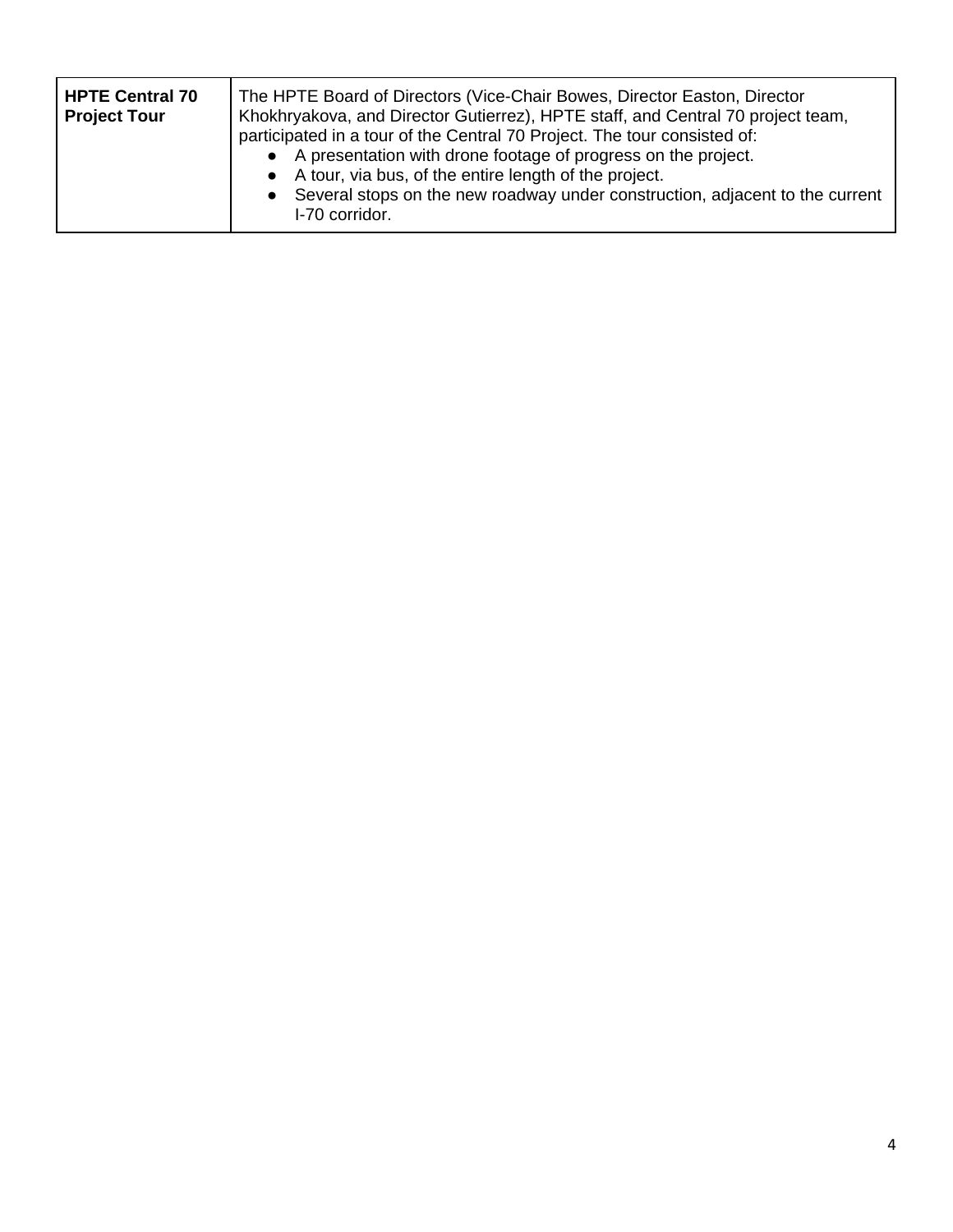| | |
|---|---|
| **HPTE Central 70 Project Tour** | The HPTE Board of Directors (Vice-Chair Bowes, Director Easton, Director Khokhryakova, and Director Gutierrez), HPTE staff, and Central 70 project team, participated in a tour of the Central 70 Project. The tour consisted of:<br>● A presentation with drone footage of progress on the project.<br>● A tour, via bus, of the entire length of the project.<br>● Several stops on the new roadway under construction, adjacent to the current I-70 corridor. |